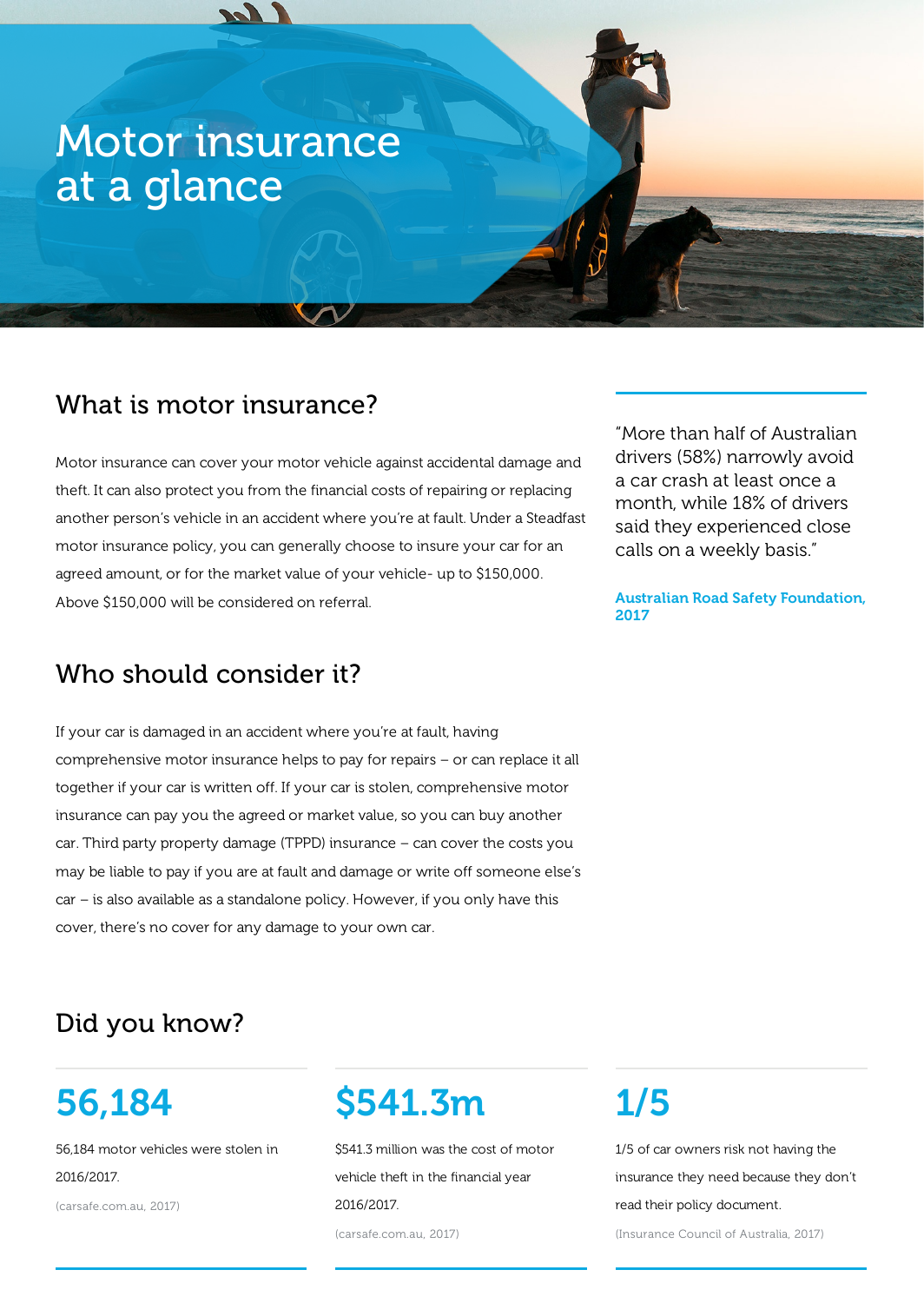# Motor insurance at a glance

## What is motor insurance?

Motor insurance can cover your motor vehicle against accidental damage and theft. It can also protect you from the financial costs of repairing or replacing another person's vehicle in an accident where you're at fault. Under a Steadfast motor insurance policy, you can generally choose to insure your car for an agreed amount, or for the market value of your vehicle- up to $150,000. Above $150,000 will be considered on referral.

## Who should consider it?

If your car is damaged in an accident where you're at fault, having comprehensive motor insurance helps to pay for repairs – or can replace it all together if your car is written off. If your car is stolen, comprehensive motor insurance can pay you the agreed or market value, so you can buy another car. Third party property damage (TPPD) insurance – can cover the costs you may be liable to pay if you are at fault and damage or write off someone else's car – is also available as a standalone policy. However, if you only have this cover, there's no cover for any damage to your own car.

> "More than half of Australian drivers (58%) narrowly avoid a car crash at least once a month, while 18% of drivers said they experienced close calls on a weekly basis."
>
> **Australian Road Safety Foundation, 2017**

## Did you know?

**56,184**

56,184 motor vehicles were stolen in 2016/2017.

(carsafe.com.au, 2017)

**$541.3m**

$541.3 million was the cost of motor vehicle theft in the financial year 2016/2017.

(carsafe.com.au, 2017)

**1/5**

1/5 of car owners risk not having the insurance they need because they don't read their policy document.

(Insurance Council of Australia, 2017)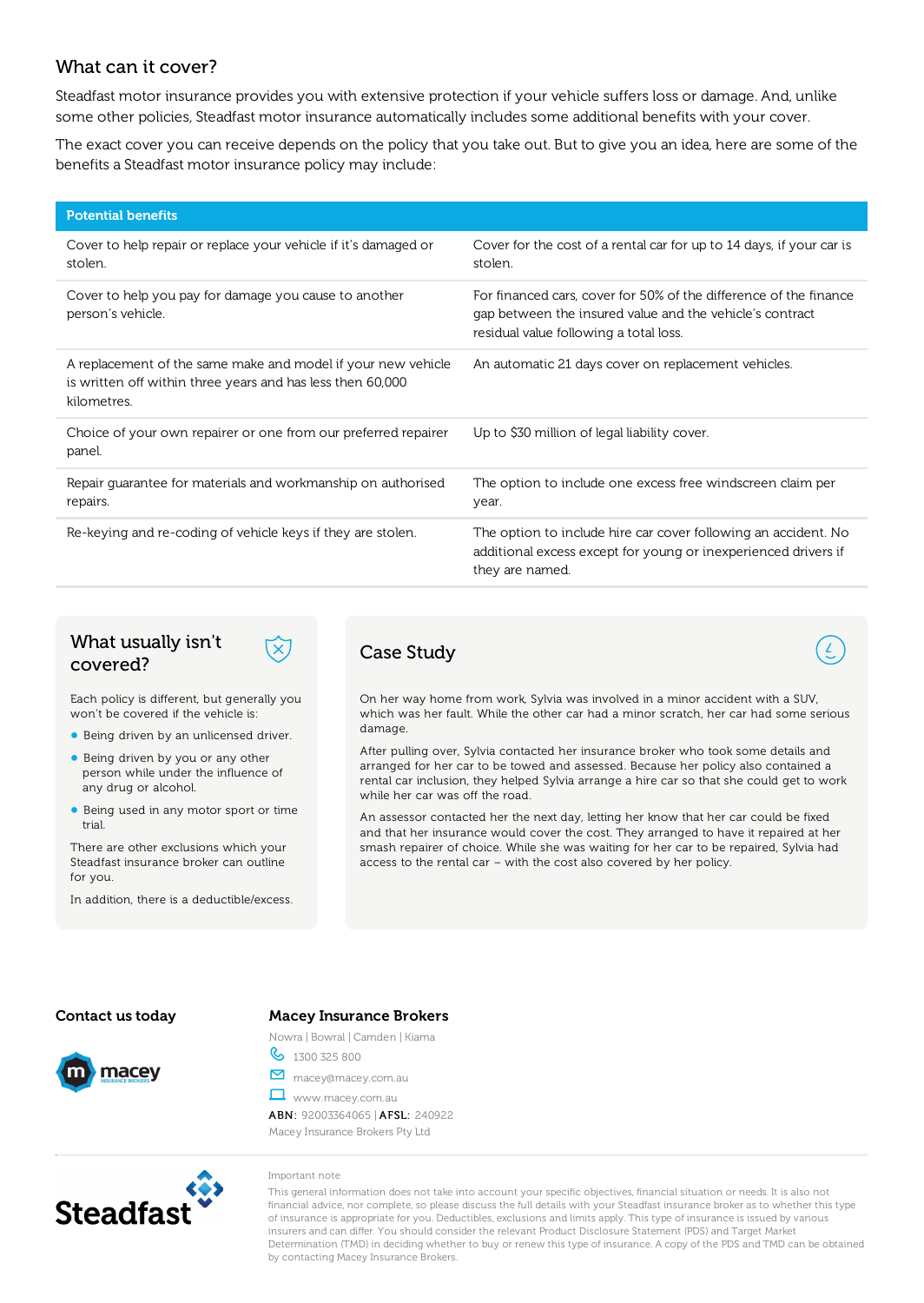## What can it cover?

Steadfast motor insurance provides you with extensive protection if your vehicle suffers loss or damage. And, unlike some other policies, Steadfast motor insurance automatically includes some additional benefits with your cover.

The exact cover you can receive depends on the policy that you take out. But to give you an idea, here are some of the benefits a Steadfast motor insurance policy may include:

| Potential benefits | |
|---|---|
| Cover to help repair or replace your vehicle if it's damaged or stolen. | Cover for the cost of a rental car for up to 14 days, if your car is stolen. |
| Cover to help you pay for damage you cause to another person's vehicle. | For financed cars, cover for 50% of the difference of the finance gap between the insured value and the vehicle's contract residual value following a total loss. |
| A replacement of the same make and model if your new vehicle is written off within three years and has less then 60,000 kilometres. | An automatic 21 days cover on replacement vehicles. |
| Choice of your own repairer or one from our preferred repairer panel. | Up to $30 million of legal liability cover. |
| Repair guarantee for materials and workmanship on authorised repairs. | The option to include one excess free windscreen claim per year. |
| Re-keying and re-coding of vehicle keys if they are stolen. | The option to include hire car cover following an accident. No additional excess except for young or inexperienced drivers if they are named. |

### What usually isn't covered?

Each policy is different, but generally you won't be covered if the vehicle is:

- Being driven by an unlicensed driver.
- Being driven by you or any other person while under the influence of any drug or alcohol.
- Being used in any motor sport or time trial.

There are other exclusions which your Steadfast insurance broker can outline for you.

In addition, there is a deductible/excess.

### Case Study

On her way home from work, Sylvia was involved in a minor accident with a SUV, which was her fault. While the other car had a minor scratch, her car had some serious damage.

After pulling over, Sylvia contacted her insurance broker who took some details and arranged for her car to be towed and assessed. Because her policy also contained a rental car inclusion, they helped Sylvia arrange a hire car so that she could get to work while her car was off the road.

An assessor contacted her the next day, letting her know that her car could be fixed and that her insurance would cover the cost. They arranged to have it repaired at her smash repairer of choice. While she was waiting for her car to be repaired, Sylvia had access to the rental car – with the cost also covered by her policy.

**Contact us today**

macey

**Macey Insurance Brokers**

Nowra | Bowral | Camden | Kiama

1300 325 800

macey@macey.com.au

www.macey.com.au

**ABN:** 92003364065 | **AFSL:** 240922

Macey Insurance Brokers Pty Ltd

Steadfast

Important note

This general information does not take into account your specific objectives, financial situation or needs. It is also not financial advice, nor complete, so please discuss the full details with your Steadfast insurance broker as to whether this type of insurance is appropriate for you. Deductibles, exclusions and limits apply. This type of insurance is issued by various insurers and can differ. You should consider the relevant Product Disclosure Statement (PDS) and Target Market Determination (TMD) in deciding whether to buy or renew this type of insurance. A copy of the PDS and TMD can be obtained by contacting Macey Insurance Brokers.